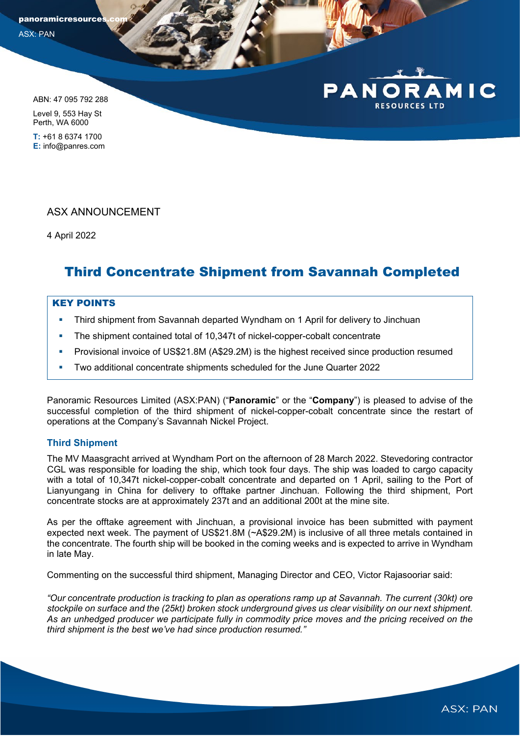panoramicresources.com

ASX: PAN

ABN: 47 095 792 288

Level 9, 553 Hay St
Perth, WA 6000

**T:** +61 8 6374 1700
**E:** info@panres.com

ASX ANNOUNCEMENT

4 April 2022

# Third Concentrate Shipment from Savannah Completed

## KEY POINTS

- Third shipment from Savannah departed Wyndham on 1 April for delivery to Jinchuan
- The shipment contained total of 10,347t of nickel-copper-cobalt concentrate
- Provisional invoice of US$21.8M (A$29.2M) is the highest received since production resumed
- Two additional concentrate shipments scheduled for the June Quarter 2022

Panoramic Resources Limited (ASX:PAN) ("**Panoramic**" or the "**Company**") is pleased to advise of the successful completion of the third shipment of nickel-copper-cobalt concentrate since the restart of operations at the Company's Savannah Nickel Project.

### Third Shipment

The MV Maasgracht arrived at Wyndham Port on the afternoon of 28 March 2022. Stevedoring contractor CGL was responsible for loading the ship, which took four days. The ship was loaded to cargo capacity with a total of 10,347t nickel-copper-cobalt concentrate and departed on 1 April, sailing to the Port of Lianyungang in China for delivery to offtake partner Jinchuan. Following the third shipment, Port concentrate stocks are at approximately 237t and an additional 200t at the mine site.

As per the offtake agreement with Jinchuan, a provisional invoice has been submitted with payment expected next week. The payment of US$21.8M (~A$29.2M) is inclusive of all three metals contained in the concentrate. The fourth ship will be booked in the coming weeks and is expected to arrive in Wyndham in late May.

Commenting on the successful third shipment, Managing Director and CEO, Victor Rajasooriar said:

*"Our concentrate production is tracking to plan as operations ramp up at Savannah. The current (30kt) ore stockpile on surface and the (25kt) broken stock underground gives us clear visibility on our next shipment. As an unhedged producer we participate fully in commodity price moves and the pricing received on the third shipment is the best we've had since production resumed."*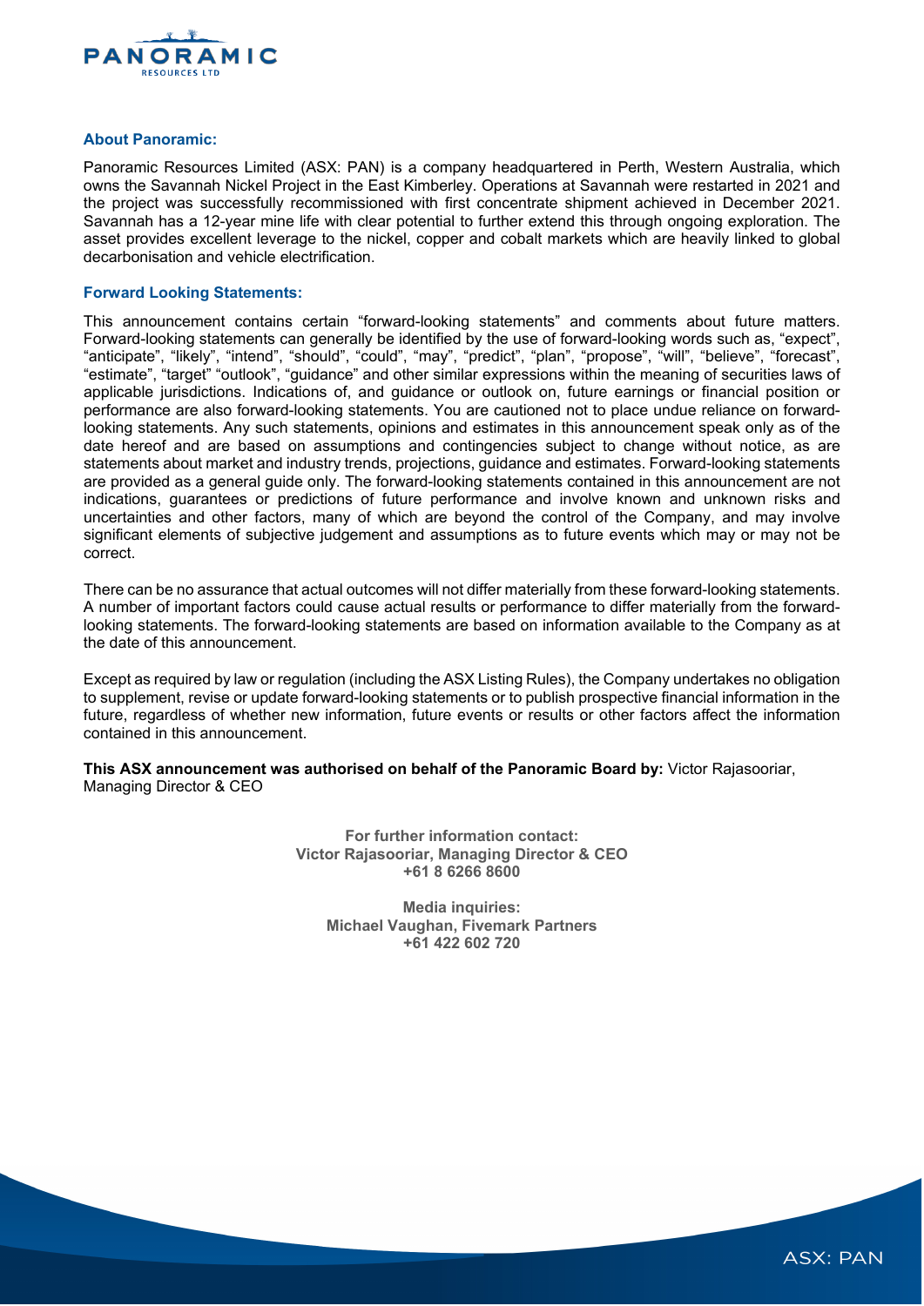### About Panoramic:

Panoramic Resources Limited (ASX: PAN) is a company headquartered in Perth, Western Australia, which owns the Savannah Nickel Project in the East Kimberley. Operations at Savannah were restarted in 2021 and the project was successfully recommissioned with first concentrate shipment achieved in December 2021. Savannah has a 12-year mine life with clear potential to further extend this through ongoing exploration. The asset provides excellent leverage to the nickel, copper and cobalt markets which are heavily linked to global decarbonisation and vehicle electrification.

### Forward Looking Statements:

This announcement contains certain "forward-looking statements" and comments about future matters. Forward-looking statements can generally be identified by the use of forward-looking words such as, "expect", "anticipate", "likely", "intend", "should", "could", "may", "predict", "plan", "propose", "will", "believe", "forecast", "estimate", "target" "outlook", "guidance" and other similar expressions within the meaning of securities laws of applicable jurisdictions. Indications of, and guidance or outlook on, future earnings or financial position or performance are also forward-looking statements. You are cautioned not to place undue reliance on forward-looking statements. Any such statements, opinions and estimates in this announcement speak only as of the date hereof and are based on assumptions and contingencies subject to change without notice, as are statements about market and industry trends, projections, guidance and estimates. Forward-looking statements are provided as a general guide only. The forward-looking statements contained in this announcement are not indications, guarantees or predictions of future performance and involve known and unknown risks and uncertainties and other factors, many of which are beyond the control of the Company, and may involve significant elements of subjective judgement and assumptions as to future events which may or may not be correct.

There can be no assurance that actual outcomes will not differ materially from these forward-looking statements. A number of important factors could cause actual results or performance to differ materially from the forward-looking statements. The forward-looking statements are based on information available to the Company as at the date of this announcement.

Except as required by law or regulation (including the ASX Listing Rules), the Company undertakes no obligation to supplement, revise or update forward-looking statements or to publish prospective financial information in the future, regardless of whether new information, future events or results or other factors affect the information contained in this announcement.

**This ASX announcement was authorised on behalf of the Panoramic Board by:** Victor Rajasooriar, Managing Director & CEO

**For further information contact:**
**Victor Rajasooriar, Managing Director & CEO**
**+61 8 6266 8600**

**Media inquiries:**
**Michael Vaughan, Fivemark Partners**
**+61 422 602 720**